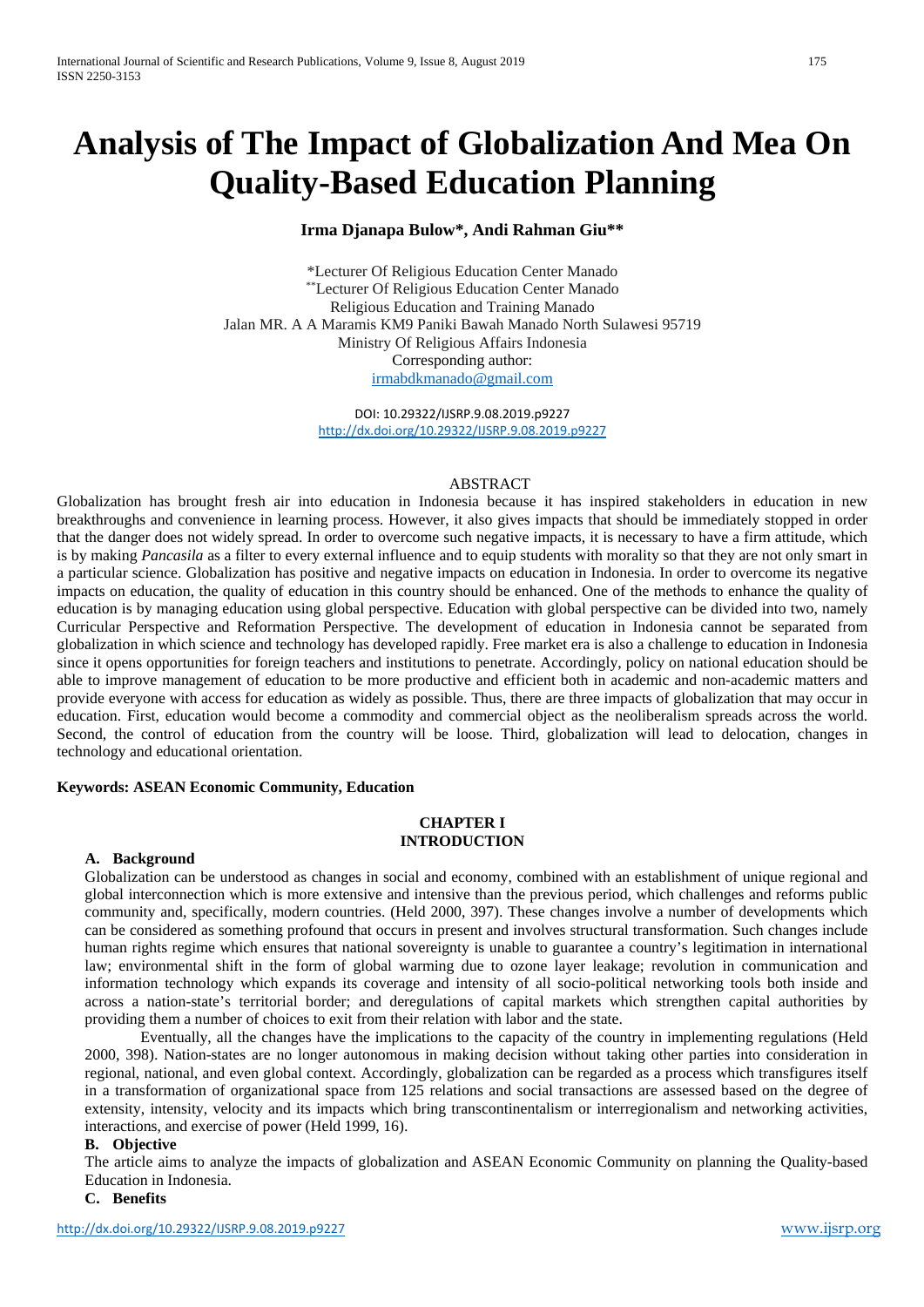# Analysis of The Impact of Globalization And Mea On Quality-Based Education Planning

**Irma Djanapa Bulow\*, Andi Rahman Giu\*\***

\*Lecturer Of Religious Education Center Manado
\*\*Lecturer Of Religious Education Center Manado
Religious Education and Training Manado
Jalan MR. A A Maramis KM9 Paniki Bawah Manado North Sulawesi 95719
Ministry Of Religious Affairs Indonesia
Corresponding author:
irmabdkmanado@gmail.com

DOI: 10.29322/IJSRP.9.08.2019.p9227
http://dx.doi.org/10.29322/IJSRP.9.08.2019.p9227

## ABSTRACT

Globalization has brought fresh air into education in Indonesia because it has inspired stakeholders in education in new breakthroughs and convenience in learning process. However, it also gives impacts that should be immediately stopped in order that the danger does not widely spread. In order to overcome such negative impacts, it is necessary to have a firm attitude, which is by making *Pancasila* as a filter to every external influence and to equip students with morality so that they are not only smart in a particular science. Globalization has positive and negative impacts on education in Indonesia. In order to overcome its negative impacts on education, the quality of education in this country should be enhanced. One of the methods to enhance the quality of education is by managing education using global perspective. Education with global perspective can be divided into two, namely Curricular Perspective and Reformation Perspective. The development of education in Indonesia cannot be separated from globalization in which science and technology has developed rapidly. Free market era is also a challenge to education in Indonesia since it opens opportunities for foreign teachers and institutions to penetrate. Accordingly, policy on national education should be able to improve management of education to be more productive and efficient both in academic and non-academic matters and provide everyone with access for education as widely as possible. Thus, there are three impacts of globalization that may occur in education. First, education would become a commodity and commercial object as the neoliberalism spreads across the world. Second, the control of education from the country will be loose. Third, globalization will lead to delocation, changes in technology and educational orientation.

**Keywords: ASEAN Economic Community, Education**

## CHAPTER I
## INTRODUCTION

### A. Background

Globalization can be understood as changes in social and economy, combined with an establishment of unique regional and global interconnection which is more extensive and intensive than the previous period, which challenges and reforms public community and, specifically, modern countries. (Held 2000, 397). These changes involve a number of developments which can be considered as something profound that occurs in present and involves structural transformation. Such changes include human rights regime which ensures that national sovereignty is unable to guarantee a country's legitimation in international law; environmental shift in the form of global warming due to ozone layer leakage; revolution in communication and information technology which expands its coverage and intensity of all socio-political networking tools both inside and across a nation-state's territorial border; and deregulations of capital markets which strengthen capital authorities by providing them a number of choices to exit from their relation with labor and the state.

Eventually, all the changes have the implications to the capacity of the country in implementing regulations (Held 2000, 398). Nation-states are no longer autonomous in making decision without taking other parties into consideration in regional, national, and even global context. Accordingly, globalization can be regarded as a process which transfigures itself in a transformation of organizational space from 125 relations and social transactions are assessed based on the degree of extensity, intensity, velocity and its impacts which bring transcontinentalism or interregionalism and networking activities, interactions, and exercise of power (Held 1999, 16).

### B. Objective

The article aims to analyze the impacts of globalization and ASEAN Economic Community on planning the Quality-based Education in Indonesia.

### C. Benefits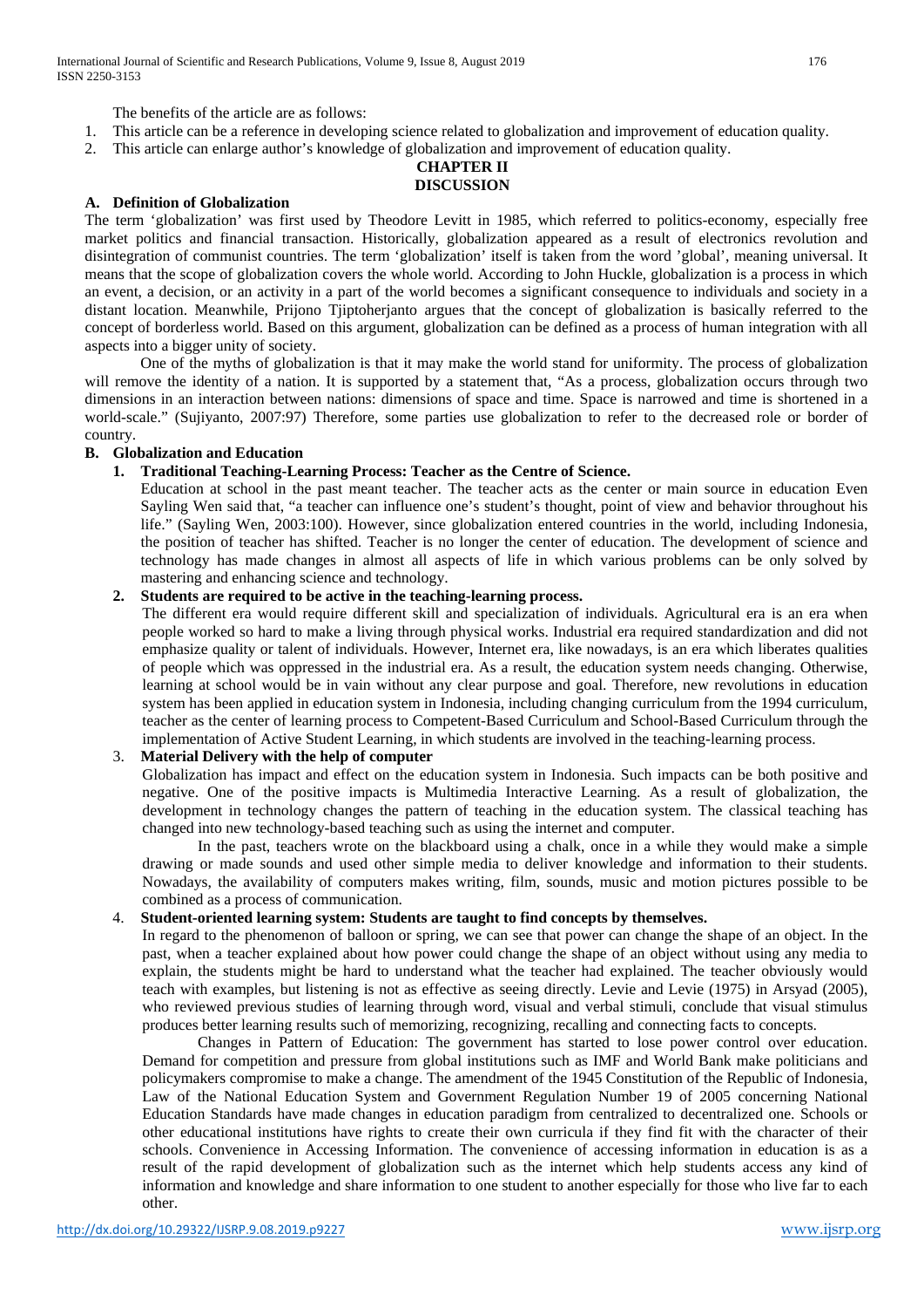The benefits of the article are as follows:

1. This article can be a reference in developing science related to globalization and improvement of education quality.
2. This article can enlarge author's knowledge of globalization and improvement of education quality.

## CHAPTER II
## DISCUSSION

### A. Definition of Globalization

The term 'globalization' was first used by Theodore Levitt in 1985, which referred to politics-economy, especially free market politics and financial transaction. Historically, globalization appeared as a result of electronics revolution and disintegration of communist countries. The term 'globalization' itself is taken from the word 'global', meaning universal. It means that the scope of globalization covers the whole world. According to John Huckle, globalization is a process in which an event, a decision, or an activity in a part of the world becomes a significant consequence to individuals and society in a distant location. Meanwhile, Prijono Tjiptoherjanto argues that the concept of globalization is basically referred to the concept of borderless world. Based on this argument, globalization can be defined as a process of human integration with all aspects into a bigger unity of society.

One of the myths of globalization is that it may make the world stand for uniformity. The process of globalization will remove the identity of a nation. It is supported by a statement that, "As a process, globalization occurs through two dimensions in an interaction between nations: dimensions of space and time. Space is narrowed and time is shortened in a world-scale." (Sujiyanto, 2007:97) Therefore, some parties use globalization to refer to the decreased role or border of country.

### B. Globalization and Education

#### 1. Traditional Teaching-Learning Process: Teacher as the Centre of Science.

Education at school in the past meant teacher. The teacher acts as the center or main source in education Even Sayling Wen said that, "a teacher can influence one's student's thought, point of view and behavior throughout his life." (Sayling Wen, 2003:100). However, since globalization entered countries in the world, including Indonesia, the position of teacher has shifted. Teacher is no longer the center of education. The development of science and technology has made changes in almost all aspects of life in which various problems can be only solved by mastering and enhancing science and technology.

#### 2. Students are required to be active in the teaching-learning process.

The different era would require different skill and specialization of individuals. Agricultural era is an era when people worked so hard to make a living through physical works. Industrial era required standardization and did not emphasize quality or talent of individuals. However, Internet era, like nowadays, is an era which liberates qualities of people which was oppressed in the industrial era. As a result, the education system needs changing. Otherwise, learning at school would be in vain without any clear purpose and goal. Therefore, new revolutions in education system has been applied in education system in Indonesia, including changing curriculum from the 1994 curriculum, teacher as the center of learning process to Competent-Based Curriculum and School-Based Curriculum through the implementation of Active Student Learning, in which students are involved in the teaching-learning process.

#### 3. Material Delivery with the help of computer

Globalization has impact and effect on the education system in Indonesia. Such impacts can be both positive and negative. One of the positive impacts is Multimedia Interactive Learning. As a result of globalization, the development in technology changes the pattern of teaching in the education system. The classical teaching has changed into new technology-based teaching such as using the internet and computer.

In the past, teachers wrote on the blackboard using a chalk, once in a while they would make a simple drawing or made sounds and used other simple media to deliver knowledge and information to their students. Nowadays, the availability of computers makes writing, film, sounds, music and motion pictures possible to be combined as a process of communication.

#### 4. Student-oriented learning system: Students are taught to find concepts by themselves.

In regard to the phenomenon of balloon or spring, we can see that power can change the shape of an object. In the past, when a teacher explained about how power could change the shape of an object without using any media to explain, the students might be hard to understand what the teacher had explained. The teacher obviously would teach with examples, but listening is not as effective as seeing directly. Levie and Levie (1975) in Arsyad (2005), who reviewed previous studies of learning through word, visual and verbal stimuli, conclude that visual stimulus produces better learning results such of memorizing, recognizing, recalling and connecting facts to concepts.

Changes in Pattern of Education: The government has started to lose power control over education. Demand for competition and pressure from global institutions such as IMF and World Bank make politicians and policymakers compromise to make a change. The amendment of the 1945 Constitution of the Republic of Indonesia, Law of the National Education System and Government Regulation Number 19 of 2005 concerning National Education Standards have made changes in education paradigm from centralized to decentralized one. Schools or other educational institutions have rights to create their own curricula if they find fit with the character of their schools. Convenience in Accessing Information. The convenience of accessing information in education is as a result of the rapid development of globalization such as the internet which help students access any kind of information and knowledge and share information to one student to another especially for those who live far to each other.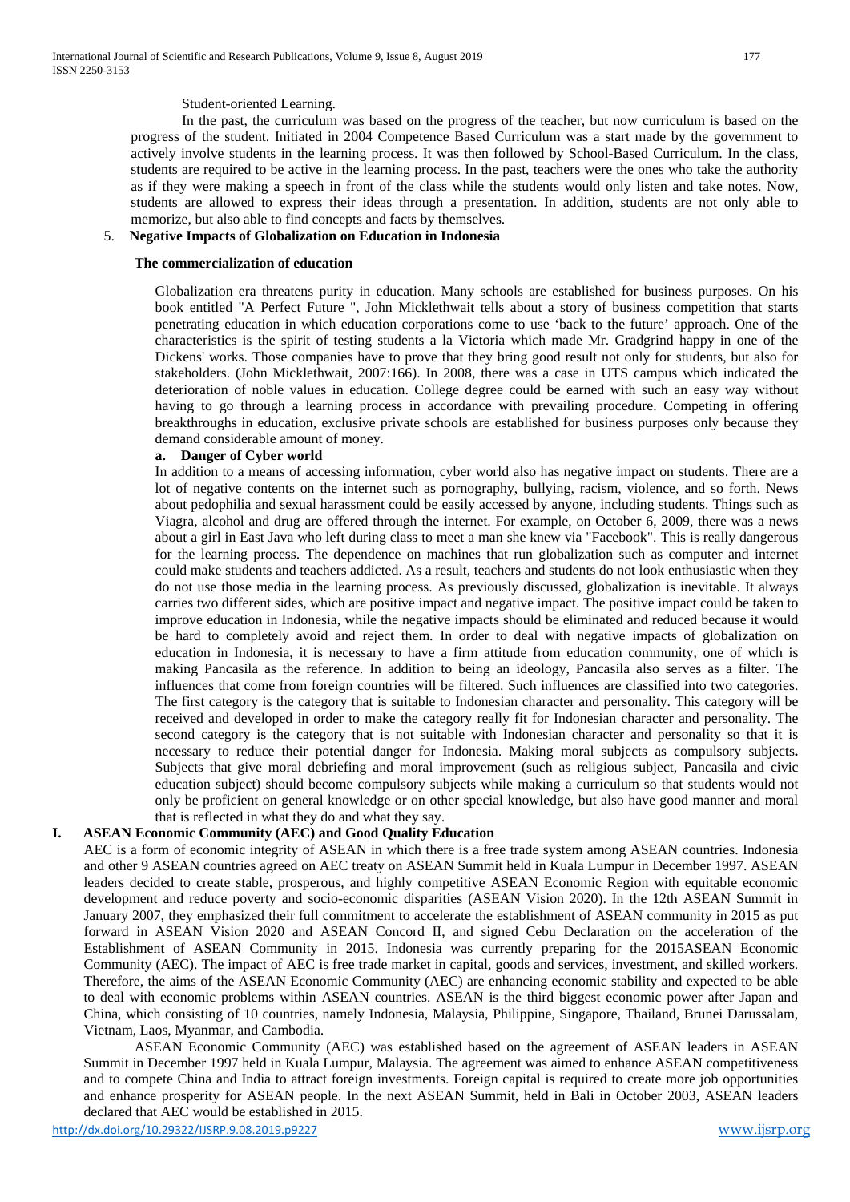Student-oriented Learning.

In the past, the curriculum was based on the progress of the teacher, but now curriculum is based on the progress of the student. Initiated in 2004 Competence Based Curriculum was a start made by the government to actively involve students in the learning process. It was then followed by School-Based Curriculum. In the class, students are required to be active in the learning process. In the past, teachers were the ones who take the authority as if they were making a speech in front of the class while the students would only listen and take notes. Now, students are allowed to express their ideas through a presentation. In addition, students are not only able to memorize, but also able to find concepts and facts by themselves.

5. **Negative Impacts of Globalization on Education in Indonesia**

**The commercialization of education**

Globalization era threatens purity in education. Many schools are established for business purposes. On his book entitled "A Perfect Future ", John Micklethwait tells about a story of business competition that starts penetrating education in which education corporations come to use 'back to the future' approach. One of the characteristics is the spirit of testing students a la Victoria which made Mr. Gradgrind happy in one of the Dickens' works. Those companies have to prove that they bring good result not only for students, but also for stakeholders. (John Micklethwait, 2007:166). In 2008, there was a case in UTS campus which indicated the deterioration of noble values in education. College degree could be earned with such an easy way without having to go through a learning process in accordance with prevailing procedure. Competing in offering breakthroughs in education, exclusive private schools are established for business purposes only because they demand considerable amount of money.

**a. Danger of Cyber world**

In addition to a means of accessing information, cyber world also has negative impact on students. There are a lot of negative contents on the internet such as pornography, bullying, racism, violence, and so forth. News about pedophilia and sexual harassment could be easily accessed by anyone, including students. Things such as Viagra, alcohol and drug are offered through the internet. For example, on October 6, 2009, there was a news about a girl in East Java who left during class to meet a man she knew via "Facebook". This is really dangerous for the learning process. The dependence on machines that run globalization such as computer and internet could make students and teachers addicted. As a result, teachers and students do not look enthusiastic when they do not use those media in the learning process. As previously discussed, globalization is inevitable. It always carries two different sides, which are positive impact and negative impact. The positive impact could be taken to improve education in Indonesia, while the negative impacts should be eliminated and reduced because it would be hard to completely avoid and reject them. In order to deal with negative impacts of globalization on education in Indonesia, it is necessary to have a firm attitude from education community, one of which is making Pancasila as the reference. In addition to being an ideology, Pancasila also serves as a filter. The influences that come from foreign countries will be filtered. Such influences are classified into two categories. The first category is the category that is suitable to Indonesian character and personality. This category will be received and developed in order to make the category really fit for Indonesian character and personality. The second category is the category that is not suitable with Indonesian character and personality so that it is necessary to reduce their potential danger for Indonesia. Making moral subjects as compulsory subjects**.** Subjects that give moral debriefing and moral improvement (such as religious subject, Pancasila and civic education subject) should become compulsory subjects while making a curriculum so that students would not only be proficient on general knowledge or on other special knowledge, but also have good manner and moral that is reflected in what they do and what they say.

## I. ASEAN Economic Community (AEC) and Good Quality Education

AEC is a form of economic integrity of ASEAN in which there is a free trade system among ASEAN countries. Indonesia and other 9 ASEAN countries agreed on AEC treaty on ASEAN Summit held in Kuala Lumpur in December 1997. ASEAN leaders decided to create stable, prosperous, and highly competitive ASEAN Economic Region with equitable economic development and reduce poverty and socio-economic disparities (ASEAN Vision 2020). In the 12th ASEAN Summit in January 2007, they emphasized their full commitment to accelerate the establishment of ASEAN community in 2015 as put forward in ASEAN Vision 2020 and ASEAN Concord II, and signed Cebu Declaration on the acceleration of the Establishment of ASEAN Community in 2015. Indonesia was currently preparing for the 2015ASEAN Economic Community (AEC). The impact of AEC is free trade market in capital, goods and services, investment, and skilled workers. Therefore, the aims of the ASEAN Economic Community (AEC) are enhancing economic stability and expected to be able to deal with economic problems within ASEAN countries. ASEAN is the third biggest economic power after Japan and China, which consisting of 10 countries, namely Indonesia, Malaysia, Philippine, Singapore, Thailand, Brunei Darussalam, Vietnam, Laos, Myanmar, and Cambodia.

ASEAN Economic Community (AEC) was established based on the agreement of ASEAN leaders in ASEAN Summit in December 1997 held in Kuala Lumpur, Malaysia. The agreement was aimed to enhance ASEAN competitiveness and to compete China and India to attract foreign investments. Foreign capital is required to create more job opportunities and enhance prosperity for ASEAN people. In the next ASEAN Summit, held in Bali in October 2003, ASEAN leaders declared that AEC would be established in 2015.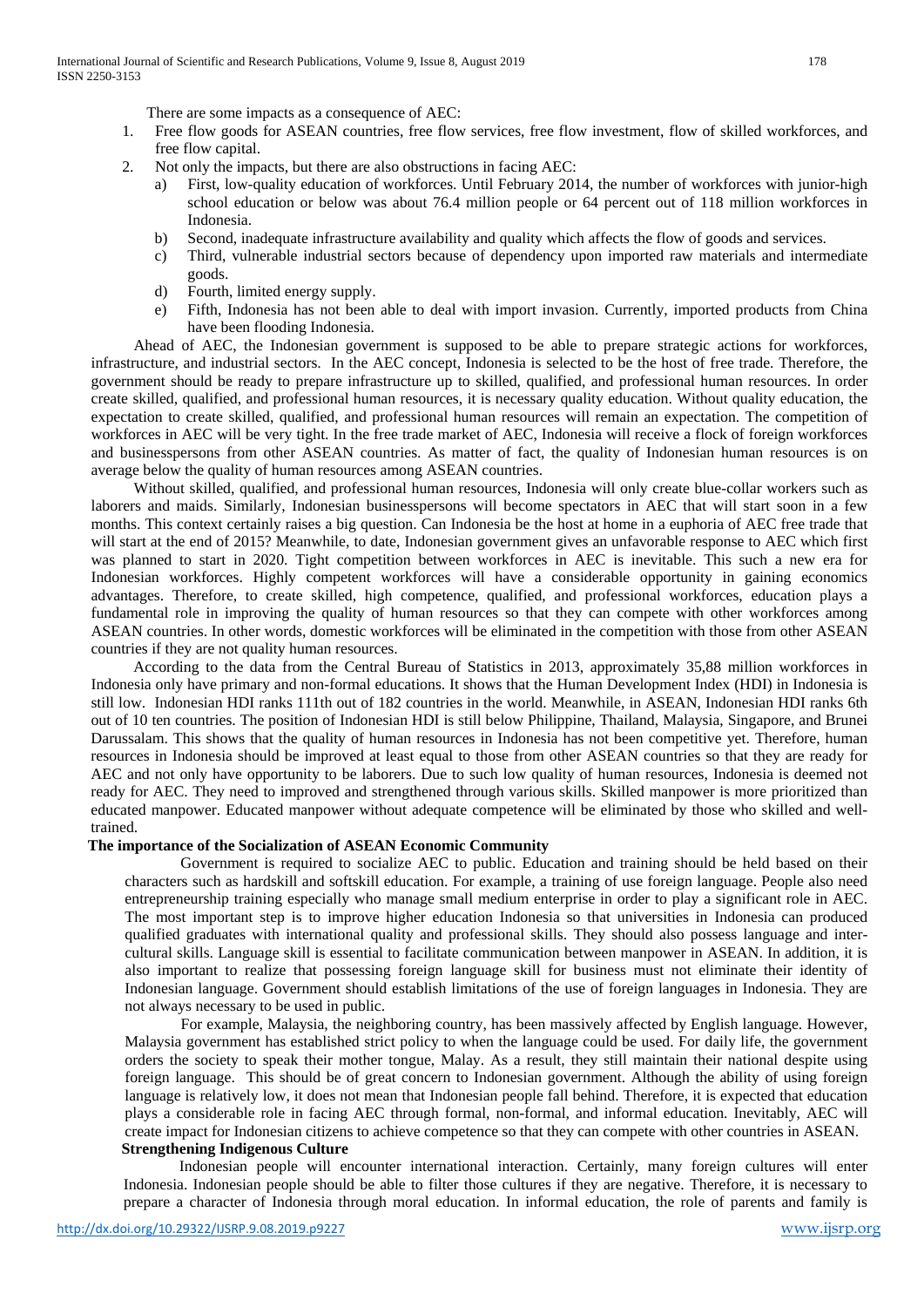There are some impacts as a consequence of AEC:

1. Free flow goods for ASEAN countries, free flow services, free flow investment, flow of skilled workforces, and free flow capital.
2. Not only the impacts, but there are also obstructions in facing AEC:
   a) First, low-quality education of workforces. Until February 2014, the number of workforces with junior-high school education or below was about 76.4 million people or 64 percent out of 118 million workforces in Indonesia.
   b) Second, inadequate infrastructure availability and quality which affects the flow of goods and services.
   c) Third, vulnerable industrial sectors because of dependency upon imported raw materials and intermediate goods.
   d) Fourth, limited energy supply.
   e) Fifth, Indonesia has not been able to deal with import invasion. Currently, imported products from China have been flooding Indonesia.

Ahead of AEC, the Indonesian government is supposed to be able to prepare strategic actions for workforces, infrastructure, and industrial sectors. In the AEC concept, Indonesia is selected to be the host of free trade. Therefore, the government should be ready to prepare infrastructure up to skilled, qualified, and professional human resources. In order create skilled, qualified, and professional human resources, it is necessary quality education. Without quality education, the expectation to create skilled, qualified, and professional human resources will remain an expectation. The competition of workforces in AEC will be very tight. In the free trade market of AEC, Indonesia will receive a flock of foreign workforces and businesspersons from other ASEAN countries. As matter of fact, the quality of Indonesian human resources is on average below the quality of human resources among ASEAN countries.

Without skilled, qualified, and professional human resources, Indonesia will only create blue-collar workers such as laborers and maids. Similarly, Indonesian businesspersons will become spectators in AEC that will start soon in a few months. This context certainly raises a big question. Can Indonesia be the host at home in a euphoria of AEC free trade that will start at the end of 2015? Meanwhile, to date, Indonesian government gives an unfavorable response to AEC which first was planned to start in 2020. Tight competition between workforces in AEC is inevitable. This such a new era for Indonesian workforces. Highly competent workforces will have a considerable opportunity in gaining economics advantages. Therefore, to create skilled, high competence, qualified, and professional workforces, education plays a fundamental role in improving the quality of human resources so that they can compete with other workforces among ASEAN countries. In other words, domestic workforces will be eliminated in the competition with those from other ASEAN countries if they are not quality human resources.

According to the data from the Central Bureau of Statistics in 2013, approximately 35,88 million workforces in Indonesia only have primary and non-formal educations. It shows that the Human Development Index (HDI) in Indonesia is still low. Indonesian HDI ranks 111th out of 182 countries in the world. Meanwhile, in ASEAN, Indonesian HDI ranks 6th out of 10 ten countries. The position of Indonesian HDI is still below Philippine, Thailand, Malaysia, Singapore, and Brunei Darussalam. This shows that the quality of human resources in Indonesia has not been competitive yet. Therefore, human resources in Indonesia should be improved at least equal to those from other ASEAN countries so that they are ready for AEC and not only have opportunity to be laborers. Due to such low quality of human resources, Indonesia is deemed not ready for AEC. They need to improved and strengthened through various skills. Skilled manpower is more prioritized than educated manpower. Educated manpower without adequate competence will be eliminated by those who skilled and well-trained.

**The importance of the Socialization of ASEAN Economic Community**

Government is required to socialize AEC to public. Education and training should be held based on their characters such as hardskill and softskill education. For example, a training of use foreign language. People also need entrepreneurship training especially who manage small medium enterprise in order to play a significant role in AEC. The most important step is to improve higher education Indonesia so that universities in Indonesia can produced qualified graduates with international quality and professional skills. They should also possess language and inter-cultural skills. Language skill is essential to facilitate communication between manpower in ASEAN. In addition, it is also important to realize that possessing foreign language skill for business must not eliminate their identity of Indonesian language. Government should establish limitations of the use of foreign languages in Indonesia. They are not always necessary to be used in public.

For example, Malaysia, the neighboring country, has been massively affected by English language. However, Malaysia government has established strict policy to when the language could be used. For daily life, the government orders the society to speak their mother tongue, Malay. As a result, they still maintain their national despite using foreign language. This should be of great concern to Indonesian government. Although the ability of using foreign language is relatively low, it does not mean that Indonesian people fall behind. Therefore, it is expected that education plays a considerable role in facing AEC through formal, non-formal, and informal education. Inevitably, AEC will create impact for Indonesian citizens to achieve competence so that they can compete with other countries in ASEAN.

**Strengthening Indigenous Culture**

Indonesian people will encounter international interaction. Certainly, many foreign cultures will enter Indonesia. Indonesian people should be able to filter those cultures if they are negative. Therefore, it is necessary to prepare a character of Indonesia through moral education. In informal education, the role of parents and family is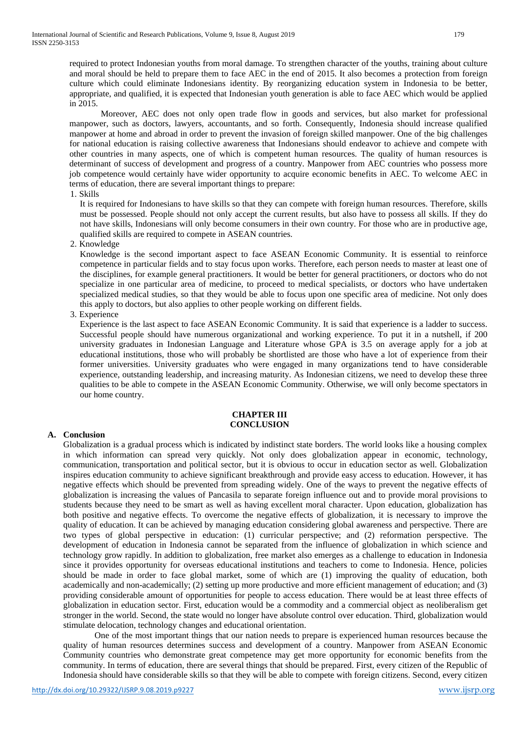required to protect Indonesian youths from moral damage. To strengthen character of the youths, training about culture and moral should be held to prepare them to face AEC in the end of 2015. It also becomes a protection from foreign culture which could eliminate Indonesians identity. By reorganizing education system in Indonesia to be better, appropriate, and qualified, it is expected that Indonesian youth generation is able to face AEC which would be applied in 2015.

Moreover, AEC does not only open trade flow in goods and services, but also market for professional manpower, such as doctors, lawyers, accountants, and so forth. Consequently, Indonesia should increase qualified manpower at home and abroad in order to prevent the invasion of foreign skilled manpower. One of the big challenges for national education is raising collective awareness that Indonesians should endeavor to achieve and compete with other countries in many aspects, one of which is competent human resources. The quality of human resources is determinant of success of development and progress of a country. Manpower from AEC countries who possess more job competence would certainly have wider opportunity to acquire economic benefits in AEC. To welcome AEC in terms of education, there are several important things to prepare:

1. Skills

   It is required for Indonesians to have skills so that they can compete with foreign human resources. Therefore, skills must be possessed. People should not only accept the current results, but also have to possess all skills. If they do not have skills, Indonesians will only become consumers in their own country. For those who are in productive age, qualified skills are required to compete in ASEAN countries.

2. Knowledge

   Knowledge is the second important aspect to face ASEAN Economic Community. It is essential to reinforce competence in particular fields and to stay focus upon works. Therefore, each person needs to master at least one of the disciplines, for example general practitioners. It would be better for general practitioners, or doctors who do not specialize in one particular area of medicine, to proceed to medical specialists, or doctors who have undertaken specialized medical studies, so that they would be able to focus upon one specific area of medicine. Not only does this apply to doctors, but also applies to other people working on different fields.

3. Experience

   Experience is the last aspect to face ASEAN Economic Community. It is said that experience is a ladder to success. Successful people should have numerous organizational and working experience. To put it in a nutshell, if 200 university graduates in Indonesian Language and Literature whose GPA is 3.5 on average apply for a job at educational institutions, those who will probably be shortlisted are those who have a lot of experience from their former universities. University graduates who were engaged in many organizations tend to have considerable experience, outstanding leadership, and increasing maturity. As Indonesian citizens, we need to develop these three qualities to be able to compete in the ASEAN Economic Community. Otherwise, we will only become spectators in our home country.

## CHAPTER III
## CONCLUSION

### A. Conclusion

Globalization is a gradual process which is indicated by indistinct state borders. The world looks like a housing complex in which information can spread very quickly. Not only does globalization appear in economic, technology, communication, transportation and political sector, but it is obvious to occur in education sector as well. Globalization inspires education community to achieve significant breakthrough and provide easy access to education. However, it has negative effects which should be prevented from spreading widely. One of the ways to prevent the negative effects of globalization is increasing the values of Pancasila to separate foreign influence out and to provide moral provisions to students because they need to be smart as well as having excellent moral character. Upon education, globalization has both positive and negative effects. To overcome the negative effects of globalization, it is necessary to improve the quality of education. It can be achieved by managing education considering global awareness and perspective. There are two types of global perspective in education: (1) curricular perspective; and (2) reformation perspective. The development of education in Indonesia cannot be separated from the influence of globalization in which science and technology grow rapidly. In addition to globalization, free market also emerges as a challenge to education in Indonesia since it provides opportunity for overseas educational institutions and teachers to come to Indonesia. Hence, policies should be made in order to face global market, some of which are (1) improving the quality of education, both academically and non-academically; (2) setting up more productive and more efficient management of education; and (3) providing considerable amount of opportunities for people to access education. There would be at least three effects of globalization in education sector. First, education would be a commodity and a commercial object as neoliberalism get stronger in the world. Second, the state would no longer have absolute control over education. Third, globalization would stimulate delocation, technology changes and educational orientation.

One of the most important things that our nation needs to prepare is experienced human resources because the quality of human resources determines success and development of a country. Manpower from ASEAN Economic Community countries who demonstrate great competence may get more opportunity for economic benefits from the community. In terms of education, there are several things that should be prepared. First, every citizen of the Republic of Indonesia should have considerable skills so that they will be able to compete with foreign citizens. Second, every citizen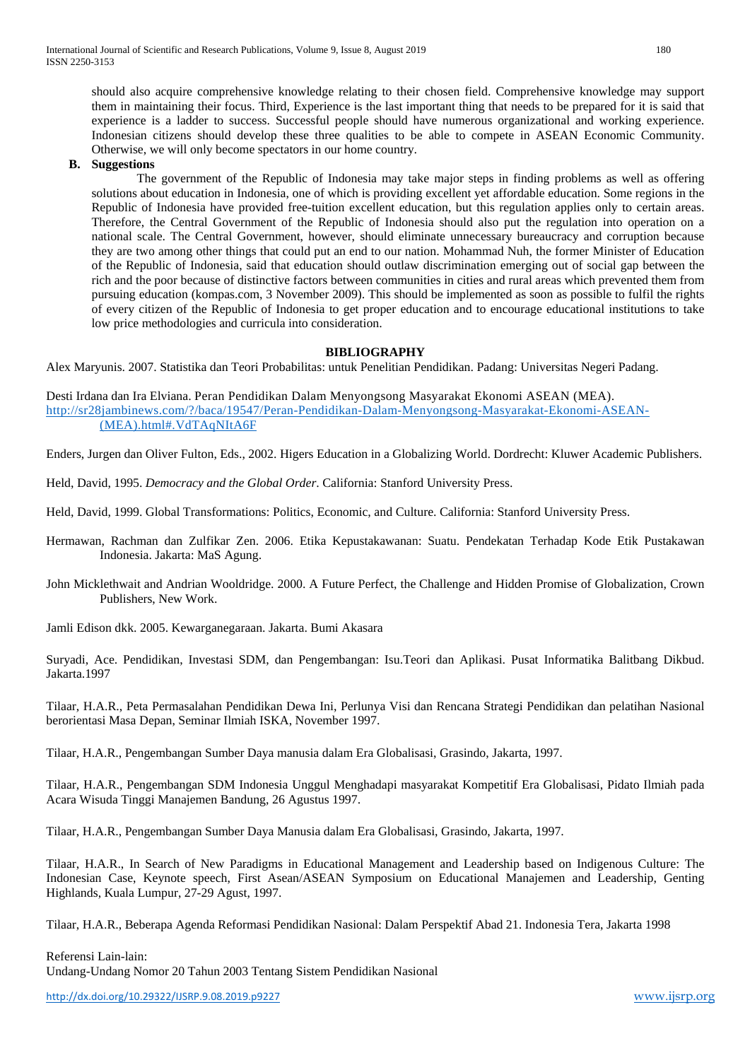should also acquire comprehensive knowledge relating to their chosen field. Comprehensive knowledge may support them in maintaining their focus. Third, Experience is the last important thing that needs to be prepared for it is said that experience is a ladder to success. Successful people should have numerous organizational and working experience. Indonesian citizens should develop these three qualities to be able to compete in ASEAN Economic Community. Otherwise, we will only become spectators in our home country.

**B. Suggestions**

The government of the Republic of Indonesia may take major steps in finding problems as well as offering solutions about education in Indonesia, one of which is providing excellent yet affordable education. Some regions in the Republic of Indonesia have provided free-tuition excellent education, but this regulation applies only to certain areas. Therefore, the Central Government of the Republic of Indonesia should also put the regulation into operation on a national scale. The Central Government, however, should eliminate unnecessary bureaucracy and corruption because they are two among other things that could put an end to our nation. Mohammad Nuh, the former Minister of Education of the Republic of Indonesia, said that education should outlaw discrimination emerging out of social gap between the rich and the poor because of distinctive factors between communities in cities and rural areas which prevented them from pursuing education (kompas.com, 3 November 2009). This should be implemented as soon as possible to fulfil the rights of every citizen of the Republic of Indonesia to get proper education and to encourage educational institutions to take low price methodologies and curricula into consideration.

## BIBLIOGRAPHY

Alex Maryunis. 2007. Statistika dan Teori Probabilitas: untuk Penelitian Pendidikan. Padang: Universitas Negeri Padang.

Desti Irdana dan Ira Elviana. Peran Pendidikan Dalam Menyongsong Masyarakat Ekonomi ASEAN (MEA). http://sr28jambinews.com/?/baca/19547/Peran-Pendidikan-Dalam-Menyongsong-Masyarakat-Ekonomi-ASEAN-(MEA).html#.VdTAqNItA6F

Enders, Jurgen dan Oliver Fulton, Eds., 2002. Higers Education in a Globalizing World. Dordrecht: Kluwer Academic Publishers.

Held, David, 1995. *Democracy and the Global Order*. California: Stanford University Press.

Held, David, 1999. Global Transformations: Politics, Economic, and Culture. California: Stanford University Press.

Hermawan, Rachman dan Zulfikar Zen. 2006. Etika Kepustakawanan: Suatu. Pendekatan Terhadap Kode Etik Pustakawan Indonesia. Jakarta: MaS Agung.

John Micklethwait and Andrian Wooldridge. 2000. A Future Perfect, the Challenge and Hidden Promise of Globalization, Crown Publishers, New Work.

Jamli Edison dkk. 2005. Kewarganegaraan. Jakarta. Bumi Akasara

Suryadi, Ace. Pendidikan, Investasi SDM, dan Pengembangan: Isu.Teori dan Aplikasi. Pusat Informatika Balitbang Dikbud. Jakarta.1997

Tilaar, H.A.R., Peta Permasalahan Pendidikan Dewa Ini, Perlunya Visi dan Rencana Strategi Pendidikan dan pelatihan Nasional berorientasi Masa Depan, Seminar Ilmiah ISKA, November 1997.

Tilaar, H.A.R., Pengembangan Sumber Daya manusia dalam Era Globalisasi, Grasindo, Jakarta, 1997.

Tilaar, H.A.R., Pengembangan SDM Indonesia Unggul Menghadapi masyarakat Kompetitif Era Globalisasi, Pidato Ilmiah pada Acara Wisuda Tinggi Manajemen Bandung, 26 Agustus 1997.

Tilaar, H.A.R., Pengembangan Sumber Daya Manusia dalam Era Globalisasi, Grasindo, Jakarta, 1997.

Tilaar, H.A.R., In Search of New Paradigms in Educational Management and Leadership based on Indigenous Culture: The Indonesian Case, Keynote speech, First Asean/ASEAN Symposium on Educational Manajemen and Leadership, Genting Highlands, Kuala Lumpur, 27-29 Agust, 1997.

Tilaar, H.A.R., Beberapa Agenda Reformasi Pendidikan Nasional: Dalam Perspektif Abad 21. Indonesia Tera, Jakarta 1998

Referensi Lain-lain:
Undang-Undang Nomor 20 Tahun 2003 Tentang Sistem Pendidikan Nasional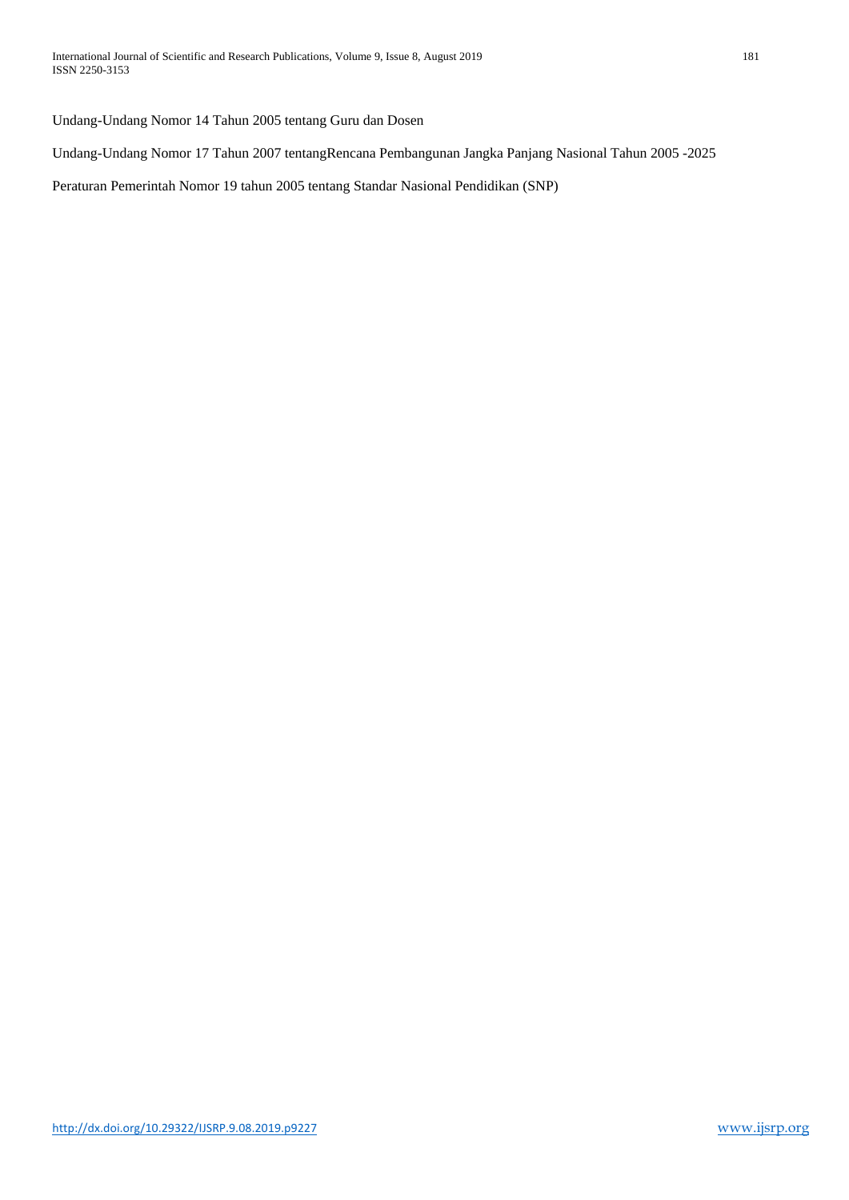Undang-Undang Nomor 14 Tahun 2005 tentang Guru dan Dosen

Undang-Undang Nomor 17 Tahun 2007 tentangRencana Pembangunan Jangka Panjang Nasional Tahun 2005 -2025

Peraturan Pemerintah Nomor 19 tahun 2005 tentang Standar Nasional Pendidikan (SNP)